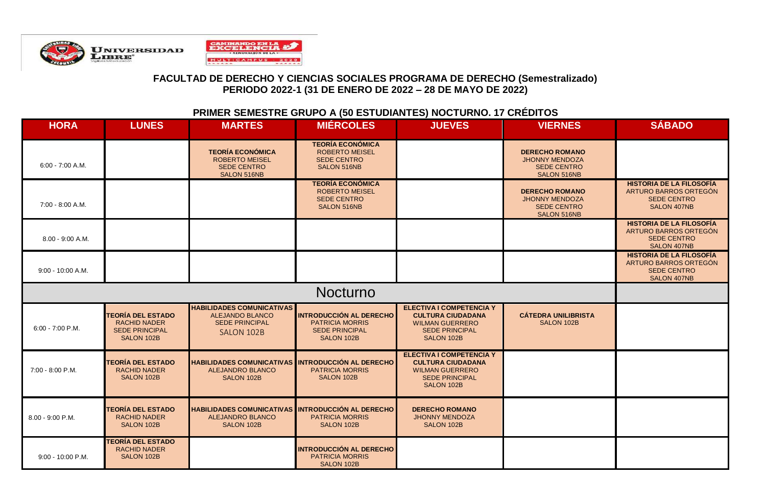**FACULTAD DE DERECHO Y CIENCIAS SOCIALES PROGRAMA DE DERECHO (Semestralizado)**
**PERIODO 2022-1 (31 DE ENERO DE 2022 – 28 DE MAYO DE 2022)**

**PRIMER SEMESTRE GRUPO A (50 ESTUDIANTES) NOCTURNO. 17 CRÉDITOS**

| HORA | LUNES | MARTES | MIÉRCOLES | JUEVES | VIERNES | SÁBADO |
|---|---|---|---|---|---|---|
| 6:00 - 7:00 A.M. | | **TEORÍA ECONÓMICA** ROBERTO MEISEL SEDE CENTRO SALON 516NB | **TEORÍA ECONÓMICA** ROBERTO MEISEL SEDE CENTRO SALON 516NB | | **DERECHO ROMANO** JHONNY MENDOZA SEDE CENTRO SALON 516NB | |
| 7:00 - 8:00 A.M. | | | **TEORÍA ECONÓMICA** ROBERTO MEISEL SEDE CENTRO SALON 516NB | | **DERECHO ROMANO** JHONNY MENDOZA SEDE CENTRO SALON 516NB | **HISTORIA DE LA FILOSOFÍA** ARTURO BARROS ORTEGÓN SEDE CENTRO SALON 407NB |
| 8.00 - 9:00 A.M. | | | | | | **HISTORIA DE LA FILOSOFÍA** ARTURO BARROS ORTEGÓN SEDE CENTRO SALON 407NB |
| 9:00 - 10:00 A.M. | | | | | | **HISTORIA DE LA FILOSOFÍA** ARTURO BARROS ORTEGÓN SEDE CENTRO SALON 407NB |
| Nocturno | | | | | | |
| 6:00 - 7:00 P.M. | **TEORÍA DEL ESTADO** RACHID NADER SEDE PRINCIPAL SALON 102B | **HABILIDADES COMUNICATIVAS** ALEJANDRO BLANCO SEDE PRINCIPAL SALON 102B | **INTRODUCCIÓN AL DERECHO** PATRICIA MORRIS SEDE PRINCIPAL SALON 102B | **ELECTIVA I COMPETENCIA Y CULTURA CIUDADANA** WILMAN GUERRERO SEDE PRINCIPAL SALON 102B | **CÁTEDRA UNILIBRISTA** SALON 102B | |
| 7:00 - 8:00 P.M. | **TEORÍA DEL ESTADO** RACHID NADER SALON 102B | **HABILIDADES COMUNICATIVAS** ALEJANDRO BLANCO SALON 102B | **INTRODUCCIÓN AL DERECHO** PATRICIA MORRIS SALON 102B | **ELECTIVA I COMPETENCIA Y CULTURA CIUDADANA** WILMAN GUERRERO SEDE PRINCIPAL SALON 102B | | |
| 8.00 - 9:00 P.M. | **TEORÍA DEL ESTADO** RACHID NADER SALON 102B | **HABILIDADES COMUNICATIVAS** ALEJANDRO BLANCO SALON 102B | **INTRODUCCIÓN AL DERECHO** PATRICIA MORRIS SALON 102B | **DERECHO ROMANO** JHONNY MENDOZA SALON 102B | | |
| 9:00 - 10:00 P.M. | **TEORÍA DEL ESTADO** RACHID NADER SALON 102B | | **INTRODUCCIÓN AL DERECHO** PATRICIA MORRIS SALON 102B | | | |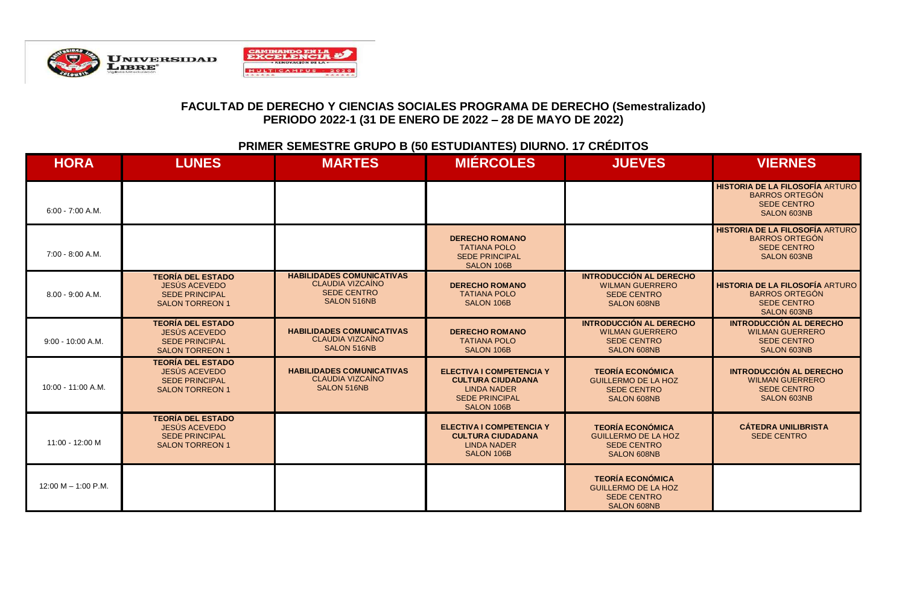## FACULTAD DE DERECHO Y CIENCIAS SOCIALES PROGRAMA DE DERECHO (Semestralizado)
## PERIODO 2022-1 (31 DE ENERO DE 2022 – 28 DE MAYO DE 2022)

### PRIMER SEMESTRE GRUPO B (50 ESTUDIANTES) DIURNO. 17 CRÉDITOS

| HORA | LUNES | MARTES | MIÉRCOLES | JUEVES | VIERNES |
|---|---|---|---|---|---|
| 6:00 - 7:00 A.M. | | | | | **HISTORIA DE LA FILOSOFÍA** ARTURO BARROS ORTEGÓN SEDE CENTRO SALON 603NB |
| 7:00 - 8:00 A.M. | | | **DERECHO ROMANO** TATIANA POLO SEDE PRINCIPAL SALON 106B | | **HISTORIA DE LA FILOSOFÍA** ARTURO BARROS ORTEGÓN SEDE CENTRO SALON 603NB |
| 8.00 - 9:00 A.M. | **TEORÍA DEL ESTADO** JESÚS ACEVEDO SEDE PRINCIPAL SALON TORREON 1 | **HABILIDADES COMUNICATIVAS** CLAUDIA VIZCAÍNO SEDE CENTRO SALON 516NB | **DERECHO ROMANO** TATIANA POLO SALON 106B | **INTRODUCCIÓN AL DERECHO** WILMAN GUERRERO SEDE CENTRO SALON 608NB | **HISTORIA DE LA FILOSOFÍA** ARTURO BARROS ORTEGÓN SEDE CENTRO SALON 603NB |
| 9:00 - 10:00 A.M. | **TEORÍA DEL ESTADO** JESÚS ACEVEDO SEDE PRINCIPAL SALON TORREON 1 | **HABILIDADES COMUNICATIVAS** CLAUDIA VIZCAÍNO SALON 516NB | **DERECHO ROMANO** TATIANA POLO SALON 106B | **INTRODUCCIÓN AL DERECHO** WILMAN GUERRERO SEDE CENTRO SALON 608NB | **INTRODUCCIÓN AL DERECHO** WILMAN GUERRERO SEDE CENTRO SALON 603NB |
| 10:00 - 11:00 A.M. | **TEORÍA DEL ESTADO** JESÚS ACEVEDO SEDE PRINCIPAL SALON TORREON 1 | **HABILIDADES COMUNICATIVAS** CLAUDIA VIZCAÍNO SALON 516NB | **ELECTIVA I COMPETENCIA Y CULTURA CIUDADANA** LINDA NADER SEDE PRINCIPAL SALON 106B | **TEORÍA ECONÓMICA** GUILLERMO DE LA HOZ SEDE CENTRO SALON 608NB | **INTRODUCCIÓN AL DERECHO** WILMAN GUERRERO SEDE CENTRO SALON 603NB |
| 11:00 - 12:00 M | **TEORÍA DEL ESTADO** JESÚS ACEVEDO SEDE PRINCIPAL SALON TORREON 1 | | **ELECTIVA I COMPETENCIA Y CULTURA CIUDADANA** LINDA NADER SALON 106B | **TEORÍA ECONÓMICA** GUILLERMO DE LA HOZ SEDE CENTRO SALON 608NB | **CÁTEDRA UNILIBRISTA** SEDE CENTRO |
| 12:00 M – 1:00 P.M. | | | | **TEORÍA ECONÓMICA** GUILLERMO DE LA HOZ SEDE CENTRO SALON 608NB | |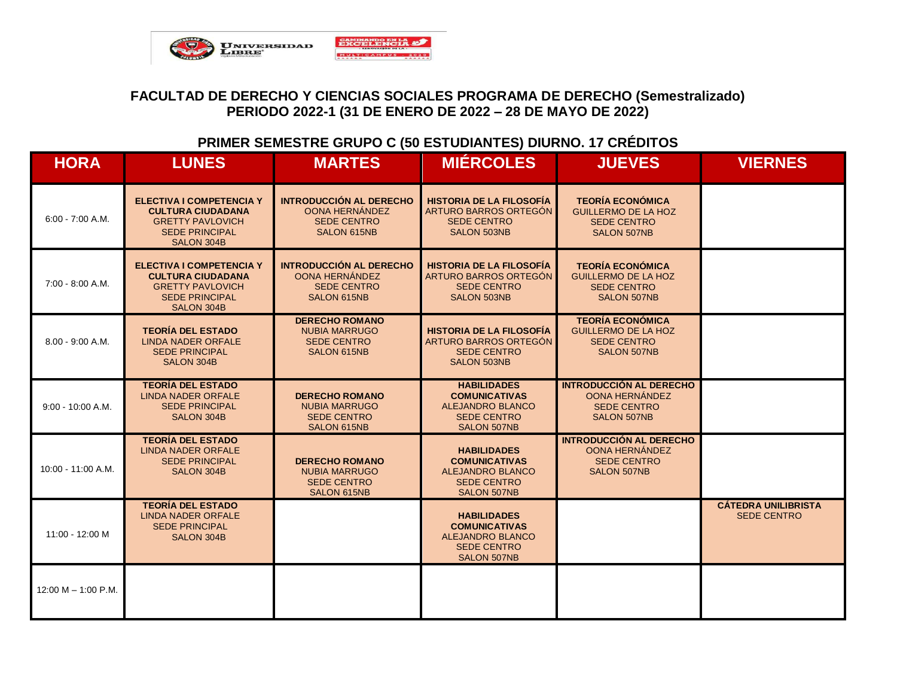**FACULTAD DE DERECHO Y CIENCIAS SOCIALES PROGRAMA DE DERECHO (Semestralizado)**
**PERIODO 2022-1 (31 DE ENERO DE 2022 – 28 DE MAYO DE 2022)**

## PRIMER SEMESTRE GRUPO C (50 ESTUDIANTES) DIURNO. 17 CRÉDITOS

| HORA | LUNES | MARTES | MIÉRCOLES | JUEVES | VIERNES |
|---|---|---|---|---|---|
| 6:00 - 7:00 A.M. | **ELECTIVA I COMPETENCIA Y CULTURA CIUDADANA** GRETTY PAVLOVICH SEDE PRINCIPAL SALON 304B | **INTRODUCCIÓN AL DERECHO** OONA HERNÁNDEZ SEDE CENTRO SALON 615NB | **HISTORIA DE LA FILOSOFÍA** ARTURO BARROS ORTEGÓN SEDE CENTRO SALON 503NB | **TEORÍA ECONÓMICA** GUILLERMO DE LA HOZ SEDE CENTRO SALON 507NB | |
| 7:00 - 8:00 A.M. | **ELECTIVA I COMPETENCIA Y CULTURA CIUDADANA** GRETTY PAVLOVICH SEDE PRINCIPAL SALON 304B | **INTRODUCCIÓN AL DERECHO** OONA HERNÁNDEZ SEDE CENTRO SALON 615NB | **HISTORIA DE LA FILOSOFÍA** ARTURO BARROS ORTEGÓN SEDE CENTRO SALON 503NB | **TEORÍA ECONÓMICA** GUILLERMO DE LA HOZ SEDE CENTRO SALON 507NB | |
| 8.00 - 9:00 A.M. | **TEORÍA DEL ESTADO** LINDA NADER ORFALE SEDE PRINCIPAL SALON 304B | **DERECHO ROMANO** NUBIA MARRUGO SEDE CENTRO SALON 615NB | **HISTORIA DE LA FILOSOFÍA** ARTURO BARROS ORTEGÓN SEDE CENTRO SALON 503NB | **TEORÍA ECONÓMICA** GUILLERMO DE LA HOZ SEDE CENTRO SALON 507NB | |
| 9:00 - 10:00 A.M. | **TEORÍA DEL ESTADO** LINDA NADER ORFALE SEDE PRINCIPAL SALON 304B | **DERECHO ROMANO** NUBIA MARRUGO SEDE CENTRO SALON 615NB | **HABILIDADES COMUNICATIVAS** ALEJANDRO BLANCO SEDE CENTRO SALON 507NB | **INTRODUCCIÓN AL DERECHO** OONA HERNÁNDEZ SEDE CENTRO SALON 507NB | |
| 10:00 - 11:00 A.M. | **TEORÍA DEL ESTADO** LINDA NADER ORFALE SEDE PRINCIPAL SALON 304B | **DERECHO ROMANO** NUBIA MARRUGO SEDE CENTRO SALON 615NB | **HABILIDADES COMUNICATIVAS** ALEJANDRO BLANCO SEDE CENTRO SALON 507NB | **INTRODUCCIÓN AL DERECHO** OONA HERNÁNDEZ SEDE CENTRO SALON 507NB | |
| 11:00 - 12:00 M | **TEORÍA DEL ESTADO** LINDA NADER ORFALE SEDE PRINCIPAL SALON 304B | | **HABILIDADES COMUNICATIVAS** ALEJANDRO BLANCO SEDE CENTRO SALON 507NB | | **CÁTEDRA UNILIBRISTA** SEDE CENTRO |
| 12:00 M – 1:00 P.M. | | | | | |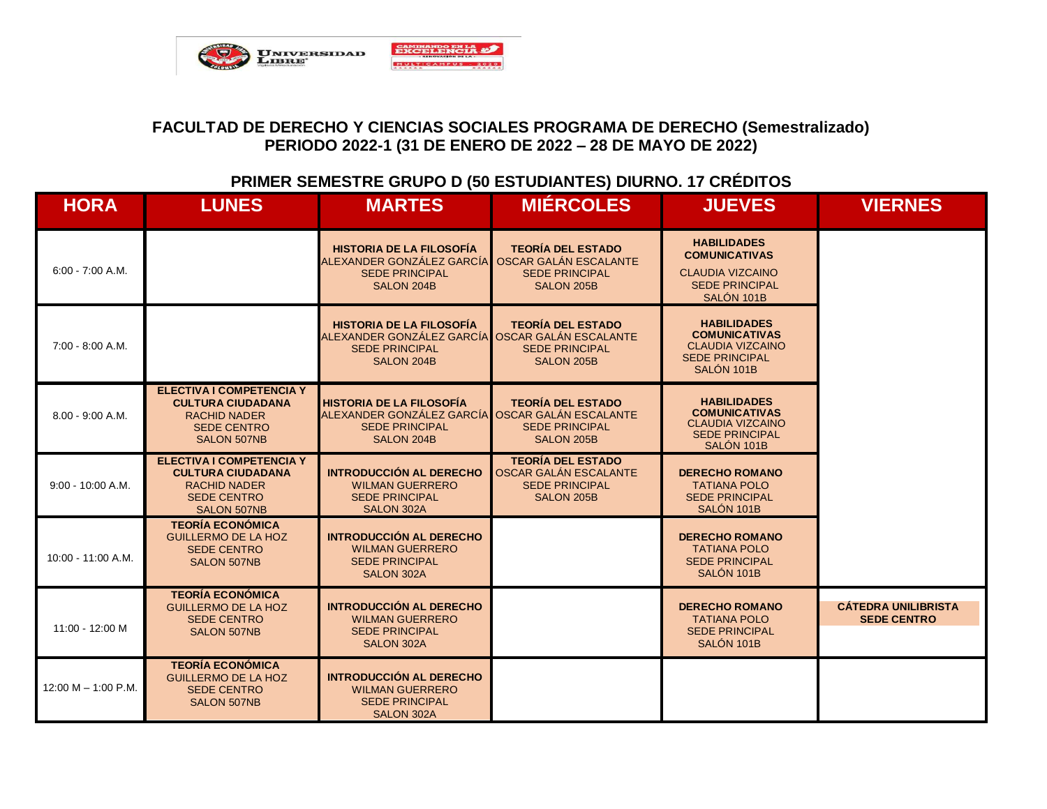## FACULTAD DE DERECHO Y CIENCIAS SOCIALES PROGRAMA DE DERECHO (Semestralizado)
## PERIODO 2022-1 (31 DE ENERO DE 2022 – 28 DE MAYO DE 2022)

### PRIMER SEMESTRE GRUPO D (50 ESTUDIANTES) DIURNO. 17 CRÉDITOS

| HORA | LUNES | MARTES | MIÉRCOLES | JUEVES | VIERNES |
|---|---|---|---|---|---|
| 6:00 - 7:00 A.M. | | **HISTORIA DE LA FILOSOFÍA** ALEXANDER GONZÁLEZ GARCÍA SEDE PRINCIPAL SALON 204B | **TEORÍA DEL ESTADO** OSCAR GALÁN ESCALANTE SEDE PRINCIPAL SALON 205B | **HABILIDADES COMUNICATIVAS** CLAUDIA VIZCAINO SEDE PRINCIPAL SALÓN 101B | |
| 7:00 - 8:00 A.M. | | **HISTORIA DE LA FILOSOFÍA** ALEXANDER GONZÁLEZ GARCÍA SEDE PRINCIPAL SALON 204B | **TEORÍA DEL ESTADO** OSCAR GALÁN ESCALANTE SEDE PRINCIPAL SALON 205B | **HABILIDADES COMUNICATIVAS** CLAUDIA VIZCAINO SEDE PRINCIPAL SALÓN 101B | |
| 8.00 - 9:00 A.M. | **ELECTIVA I COMPETENCIA Y CULTURA CIUDADANA** RACHID NADER SEDE CENTRO SALON 507NB | **HISTORIA DE LA FILOSOFÍA** ALEXANDER GONZÁLEZ GARCÍA SEDE PRINCIPAL SALON 204B | **TEORÍA DEL ESTADO** OSCAR GALÁN ESCALANTE SEDE PRINCIPAL SALON 205B | **HABILIDADES COMUNICATIVAS** CLAUDIA VIZCAINO SEDE PRINCIPAL SALÓN 101B | |
| 9:00 - 10:00 A.M. | **ELECTIVA I COMPETENCIA Y CULTURA CIUDADANA** RACHID NADER SEDE CENTRO SALON 507NB | **INTRODUCCIÓN AL DERECHO** WILMAN GUERRERO SEDE PRINCIPAL SALON 302A | **TEORÍA DEL ESTADO** OSCAR GALÁN ESCALANTE SEDE PRINCIPAL SALON 205B | **DERECHO ROMANO** TATIANA POLO SEDE PRINCIPAL SALÓN 101B | |
| 10:00 - 11:00 A.M. | **TEORÍA ECONÓMICA** GUILLERMO DE LA HOZ SEDE CENTRO SALON 507NB | **INTRODUCCIÓN AL DERECHO** WILMAN GUERRERO SEDE PRINCIPAL SALON 302A | | **DERECHO ROMANO** TATIANA POLO SEDE PRINCIPAL SALÓN 101B | |
| 11:00 - 12:00 M | **TEORÍA ECONÓMICA** GUILLERMO DE LA HOZ SEDE CENTRO SALON 507NB | **INTRODUCCIÓN AL DERECHO** WILMAN GUERRERO SEDE PRINCIPAL SALON 302A | | **DERECHO ROMANO** TATIANA POLO SEDE PRINCIPAL SALÓN 101B | **CÁTEDRA UNILIBRISTA SEDE CENTRO** |
| 12:00 M – 1:00 P.M. | **TEORÍA ECONÓMICA** GUILLERMO DE LA HOZ SEDE CENTRO SALON 507NB | **INTRODUCCIÓN AL DERECHO** WILMAN GUERRERO SEDE PRINCIPAL SALON 302A | | | |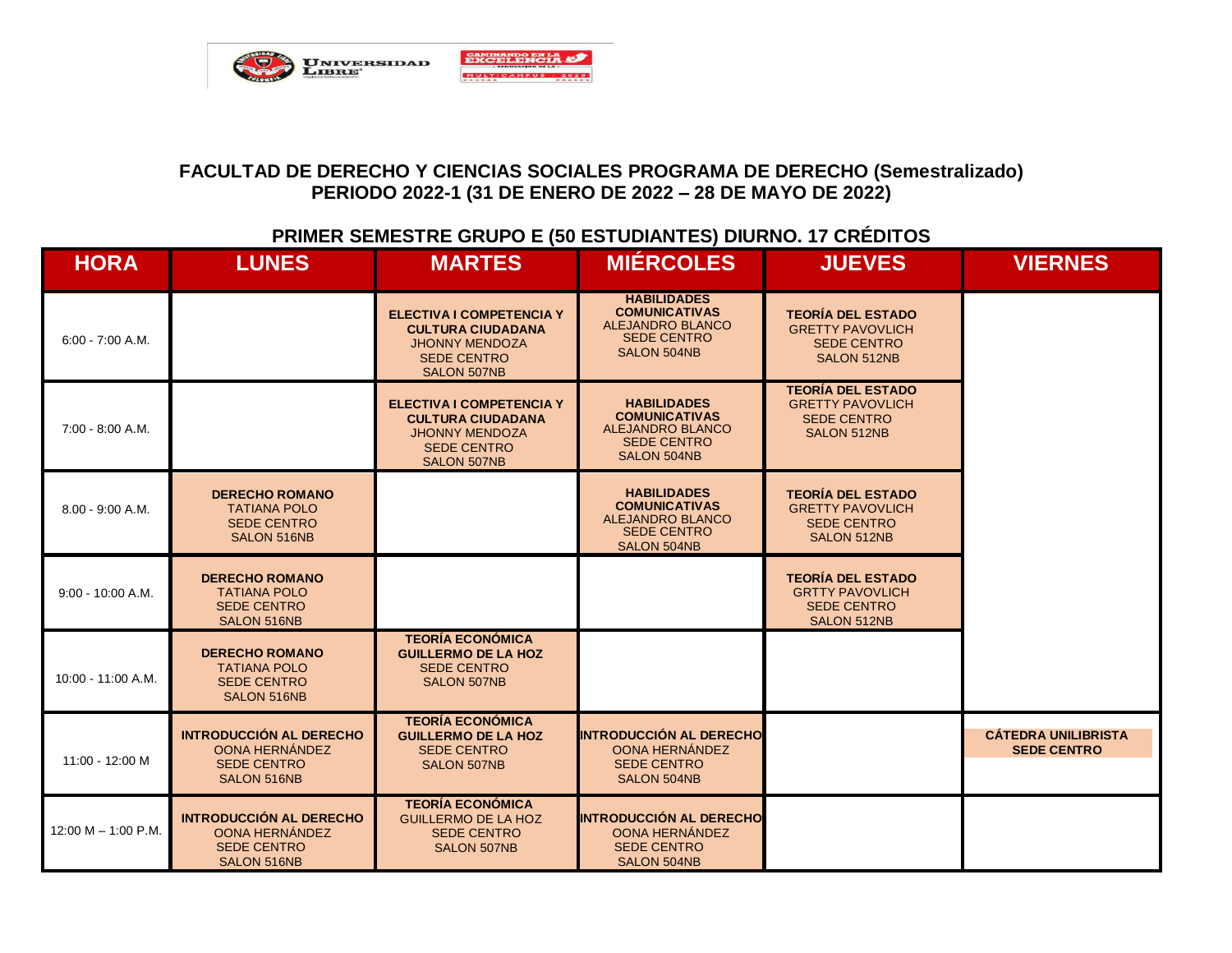**FACULTAD DE DERECHO Y CIENCIAS SOCIALES PROGRAMA DE DERECHO (Semestralizado)**
**PERIODO 2022-1 (31 DE ENERO DE 2022 – 28 DE MAYO DE 2022)**

## PRIMER SEMESTRE GRUPO E (50 ESTUDIANTES) DIURNO. 17 CRÉDITOS

| HORA | LUNES | MARTES | MIÉRCOLES | JUEVES | VIERNES |
|---|---|---|---|---|---|
| 6:00 - 7:00 A.M. | | **ELECTIVA I COMPETENCIA Y CULTURA CIUDADANA** JHONNY MENDOZA SEDE CENTRO SALON 507NB | **HABILIDADES COMUNICATIVAS** ALEJANDRO BLANCO SEDE CENTRO SALON 504NB | **TEORÍA DEL ESTADO** GRETTY PAVOVLICH SEDE CENTRO SALON 512NB | |
| 7:00 - 8:00 A.M. | | **ELECTIVA I COMPETENCIA Y CULTURA CIUDADANA** JHONNY MENDOZA SEDE CENTRO SALON 507NB | **HABILIDADES COMUNICATIVAS** ALEJANDRO BLANCO SEDE CENTRO SALON 504NB | **TEORÍA DEL ESTADO** GRETTY PAVOVLICH SEDE CENTRO SALON 512NB | |
| 8.00 - 9:00 A.M. | **DERECHO ROMANO** TATIANA POLO SEDE CENTRO SALON 516NB | | **HABILIDADES COMUNICATIVAS** ALEJANDRO BLANCO SEDE CENTRO SALON 504NB | **TEORÍA DEL ESTADO** GRETTY PAVOVLICH SEDE CENTRO SALON 512NB | |
| 9:00 - 10:00 A.M. | **DERECHO ROMANO** TATIANA POLO SEDE CENTRO SALON 516NB | | | **TEORÍA DEL ESTADO** GRTTY PAVOVLICH SEDE CENTRO SALON 512NB | |
| 10:00 - 11:00 A.M. | **DERECHO ROMANO** TATIANA POLO SEDE CENTRO SALON 516NB | **TEORÍA ECONÓMICA GUILLERMO DE LA HOZ** SEDE CENTRO SALON 507NB | | | |
| 11:00 - 12:00 M | **INTRODUCCIÓN AL DERECHO** OONA HERNÁNDEZ SEDE CENTRO SALON 516NB | **TEORÍA ECONÓMICA GUILLERMO DE LA HOZ** SEDE CENTRO SALON 507NB | **INTRODUCCIÓN AL DERECHO** OONA HERNÁNDEZ SEDE CENTRO SALON 504NB | | **CÁTEDRA UNILIBRISTA SEDE CENTRO** |
| 12:00 M – 1:00 P.M. | **INTRODUCCIÓN AL DERECHO** OONA HERNÁNDEZ SEDE CENTRO SALON 516NB | **TEORÍA ECONÓMICA** GUILLERMO DE LA HOZ SEDE CENTRO SALON 507NB | **INTRODUCCIÓN AL DERECHO** OONA HERNÁNDEZ SEDE CENTRO SALON 504NB | | |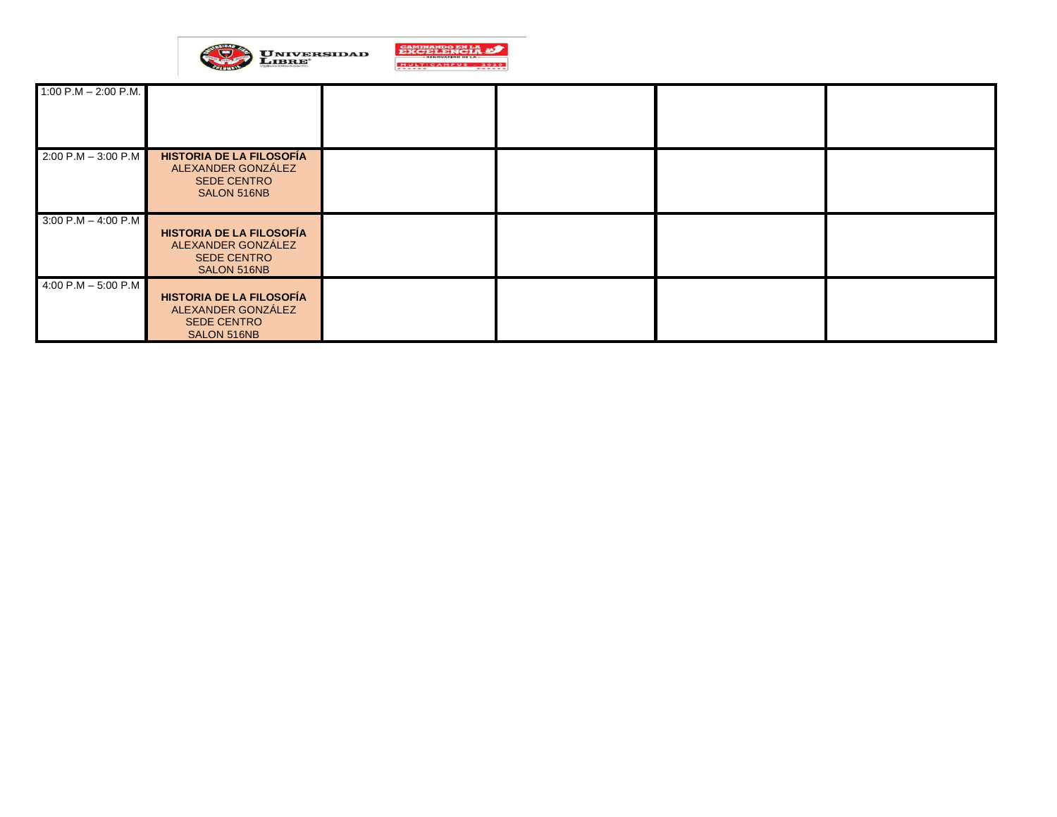| 1:00 P.M – 2:00 P.M. | | | | | |
|---|---|---|---|---|---|
| 2:00 P.M – 3:00 P.M | **HISTORIA DE LA FILOSOFÍA** ALEXANDER GONZÁLEZ SEDE CENTRO SALON 516NB | | | | |
| 3:00 P.M – 4:00 P.M | **HISTORIA DE LA FILOSOFÍA** ALEXANDER GONZÁLEZ SEDE CENTRO SALON 516NB | | | | |
| 4:00 P.M – 5:00 P.M | **HISTORIA DE LA FILOSOFÍA** ALEXANDER GONZÁLEZ SEDE CENTRO SALON 516NB | | | | |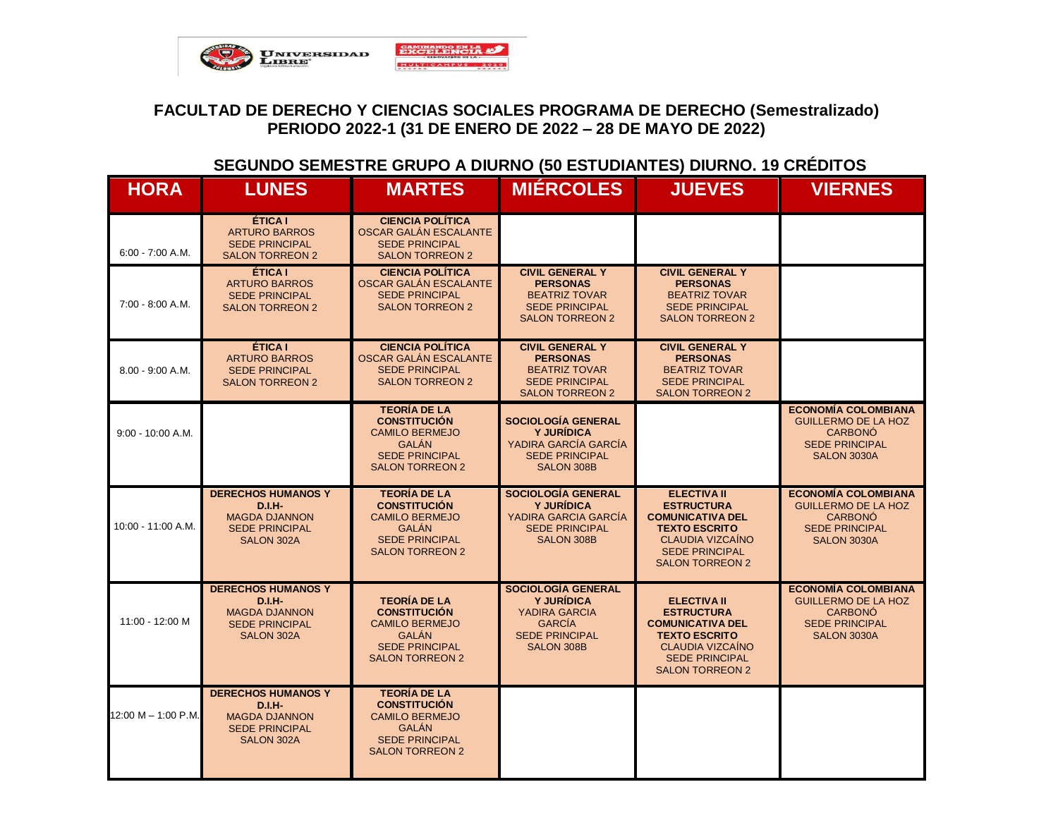## FACULTAD DE DERECHO Y CIENCIAS SOCIALES PROGRAMA DE DERECHO (Semestralizado)
## PERIODO 2022-1 (31 DE ENERO DE 2022 – 28 DE MAYO DE 2022)

### SEGUNDO SEMESTRE GRUPO A DIURNO (50 ESTUDIANTES) DIURNO. 19 CRÉDITOS

| HORA | LUNES | MARTES | MIÉRCOLES | JUEVES | VIERNES |
|---|---|---|---|---|---|
| 6:00 - 7:00 A.M. | **ÉTICA I** ARTURO BARROS SEDE PRINCIPAL SALON TORREON 2 | **CIENCIA POLÍTICA** OSCAR GALÁN ESCALANTE SEDE PRINCIPAL SALON TORREON 2 | | | |
| 7:00 - 8:00 A.M. | **ÉTICA I** ARTURO BARROS SEDE PRINCIPAL SALON TORREON 2 | **CIENCIA POLÍTICA** OSCAR GALÁN ESCALANTE SEDE PRINCIPAL SALON TORREON 2 | **CIVIL GENERAL Y PERSONAS** BEATRIZ TOVAR SEDE PRINCIPAL SALON TORREON 2 | **CIVIL GENERAL Y PERSONAS** BEATRIZ TOVAR SEDE PRINCIPAL SALON TORREON 2 | |
| 8.00 - 9:00 A.M. | **ÉTICA I** ARTURO BARROS SEDE PRINCIPAL SALON TORREON 2 | **CIENCIA POLÍTICA** OSCAR GALÁN ESCALANTE SEDE PRINCIPAL SALON TORREON 2 | **CIVIL GENERAL Y PERSONAS** BEATRIZ TOVAR SEDE PRINCIPAL SALON TORREON 2 | **CIVIL GENERAL Y PERSONAS** BEATRIZ TOVAR SEDE PRINCIPAL SALON TORREON 2 | |
| 9:00 - 10:00 A.M. | | **TEORÍA DE LA CONSTITUCIÓN** CAMILO BERMEJO GALÁN SEDE PRINCIPAL SALON TORREON 2 | **SOCIOLOGÍA GENERAL Y JURÍDICA** YADIRA GARCÍA GARCÍA SEDE PRINCIPAL SALON 308B | | **ECONOMÍA COLOMBIANA** GUILLERMO DE LA HOZ CARBONÓ SEDE PRINCIPAL SALON 3030A |
| 10:00 - 11:00 A.M. | **DERECHOS HUMANOS Y D.I.H-** MAGDA DJANNON SEDE PRINCIPAL SALON 302A | **TEORÍA DE LA CONSTITUCIÓN** CAMILO BERMEJO GALÁN SEDE PRINCIPAL SALON TORREON 2 | **SOCIOLOGÍA GENERAL Y JURÍDICA** YADIRA GARCIA GARCÍA SEDE PRINCIPAL SALON 308B | **ELECTIVA II ESTRUCTURA COMUNICATIVA DEL TEXTO ESCRITO** CLAUDIA VIZCAÍNO SEDE PRINCIPAL SALON TORREON 2 | **ECONOMÍA COLOMBIANA** GUILLERMO DE LA HOZ CARBONÓ SEDE PRINCIPAL SALON 3030A |
| 11:00 - 12:00 M | **DERECHOS HUMANOS Y D.I.H-** MAGDA DJANNON SEDE PRINCIPAL SALON 302A | **TEORÍA DE LA CONSTITUCIÓN** CAMILO BERMEJO GALÁN SEDE PRINCIPAL SALON TORREON 2 | **SOCIOLOGÍA GENERAL Y JURÍDICA** YADIRA GARCIA GARCÍA SEDE PRINCIPAL SALON 308B | **ELECTIVA II ESTRUCTURA COMUNICATIVA DEL TEXTO ESCRITO** CLAUDIA VIZCAÍNO SEDE PRINCIPAL SALON TORREON 2 | **ECONOMÍA COLOMBIANA** GUILLERMO DE LA HOZ CARBONÓ SEDE PRINCIPAL SALON 3030A |
| 12:00 M – 1:00 P.M. | **DERECHOS HUMANOS Y D.I.H-** MAGDA DJANNON SEDE PRINCIPAL SALON 302A | **TEORÍA DE LA CONSTITUCIÓN** CAMILO BERMEJO GALÁN SEDE PRINCIPAL SALON TORREON 2 | | | |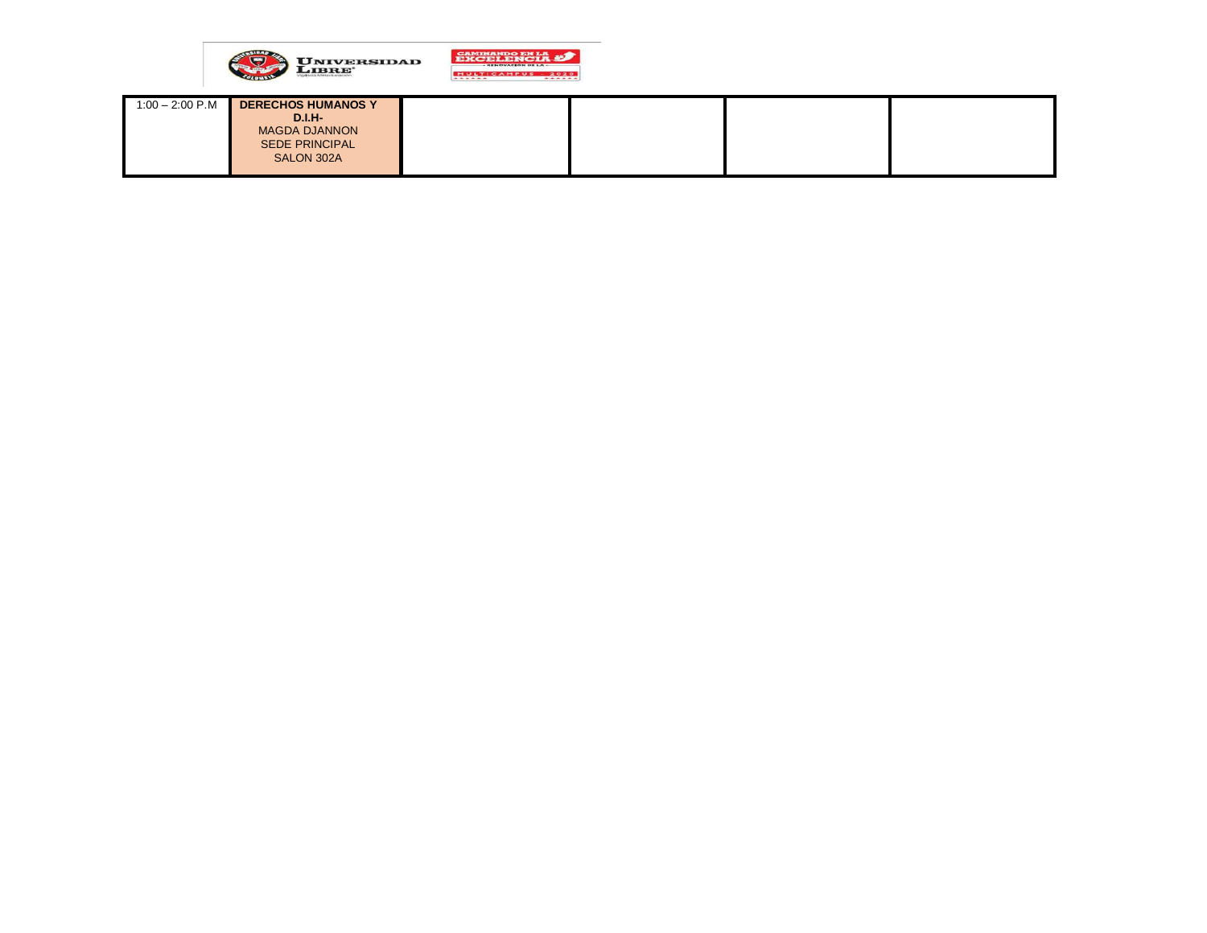| 1:00 – 2:00 P.M | **DERECHOS HUMANOS Y D.I.H-** MAGDA DJANNON SEDE PRINCIPAL SALON 302A | | | | |
|---|---|---|---|---|---|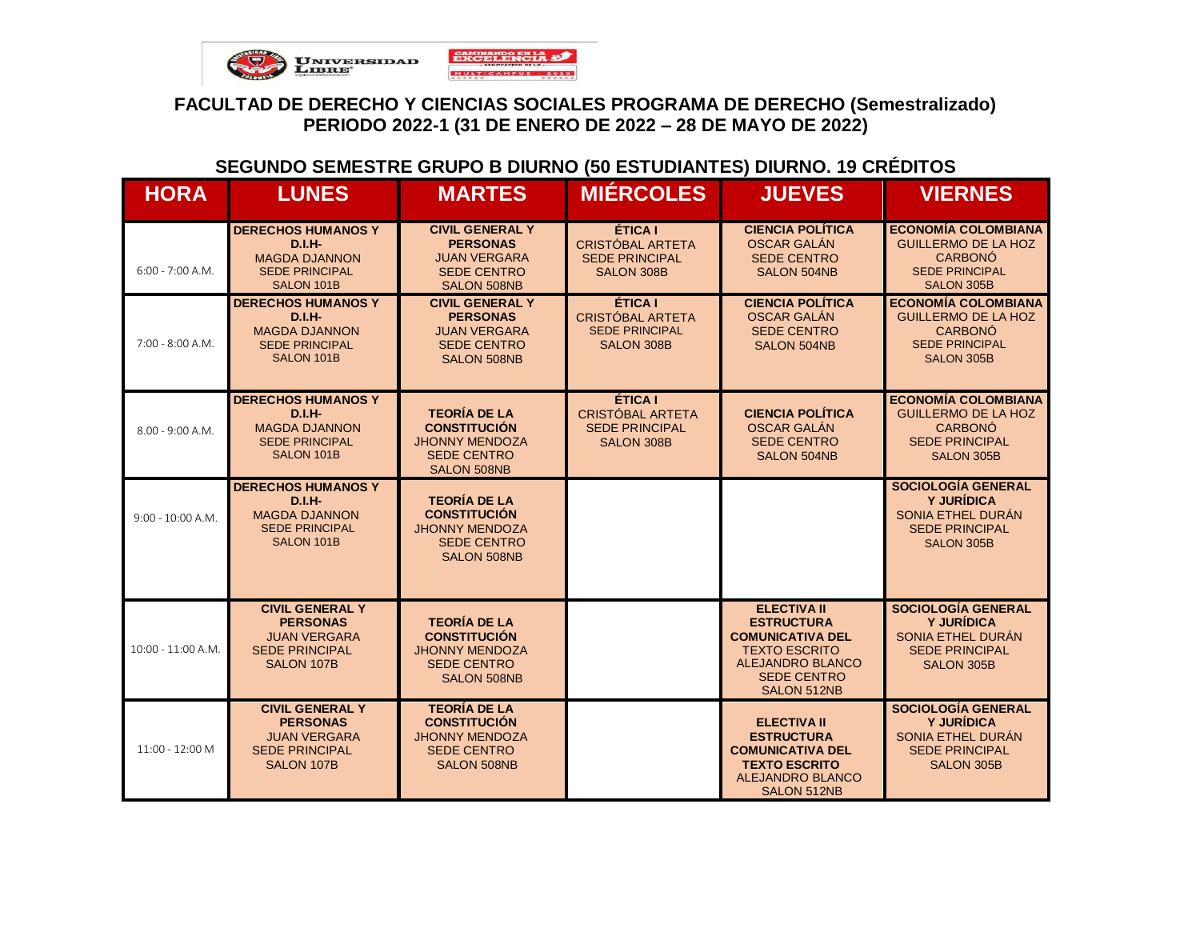# FACULTAD DE DERECHO Y CIENCIAS SOCIALES PROGRAMA DE DERECHO (Semestralizado)
## PERIODO 2022-1 (31 DE ENERO DE 2022 – 28 DE MAYO DE 2022)

### SEGUNDO SEMESTRE GRUPO B DIURNO (50 ESTUDIANTES) DIURNO. 19 CRÉDITOS

| HORA | LUNES | MARTES | MIÉRCOLES | JUEVES | VIERNES |
|---|---|---|---|---|---|
| 6:00 - 7:00 A.M. | **DERECHOS HUMANOS Y D.I.H-** MAGDA DJANNON SEDE PRINCIPAL SALON 101B | **CIVIL GENERAL Y PERSONAS** JUAN VERGARA SEDE CENTRO SALON 508NB | **ÉTICA I** CRISTÓBAL ARTETA SEDE PRINCIPAL SALON 308B | **CIENCIA POLÍTICA** OSCAR GALÁN SEDE CENTRO SALON 504NB | **ECONOMÍA COLOMBIANA** GUILLERMO DE LA HOZ CARBONÓ SEDE PRINCIPAL SALON 305B |
| 7:00 - 8:00 A.M. | **DERECHOS HUMANOS Y D.I.H-** MAGDA DJANNON SEDE PRINCIPAL SALON 101B | **CIVIL GENERAL Y PERSONAS** JUAN VERGARA SEDE CENTRO SALON 508NB | **ÉTICA I** CRISTÓBAL ARTETA SEDE PRINCIPAL SALON 308B | **CIENCIA POLÍTICA** OSCAR GALÁN SEDE CENTRO SALON 504NB | **ECONOMÍA COLOMBIANA** GUILLERMO DE LA HOZ CARBONÓ SEDE PRINCIPAL SALON 305B |
| 8.00 - 9:00 A.M. | **DERECHOS HUMANOS Y D.I.H-** MAGDA DJANNON SEDE PRINCIPAL SALON 101B | **TEORÍA DE LA CONSTITUCIÓN** JHONNY MENDOZA SEDE CENTRO SALON 508NB | **ÉTICA I** CRISTÓBAL ARTETA SEDE PRINCIPAL SALON 308B | **CIENCIA POLÍTICA** OSCAR GALÁN SEDE CENTRO SALON 504NB | **ECONOMÍA COLOMBIANA** GUILLERMO DE LA HOZ CARBONÓ SEDE PRINCIPAL SALON 305B |
| 9:00 - 10:00 A.M. | **DERECHOS HUMANOS Y D.I.H-** MAGDA DJANNON SEDE PRINCIPAL SALON 101B | **TEORÍA DE LA CONSTITUCIÓN** JHONNY MENDOZA SEDE CENTRO SALON 508NB | | | **SOCIOLOGÍA GENERAL Y JURÍDICA** SONIA ETHEL DURÁN SEDE PRINCIPAL SALON 305B |
| 10:00 - 11:00 A.M. | **CIVIL GENERAL Y PERSONAS** JUAN VERGARA SEDE PRINCIPAL SALON 107B | **TEORÍA DE LA CONSTITUCIÓN** JHONNY MENDOZA SEDE CENTRO SALON 508NB | | **ELECTIVA II ESTRUCTURA COMUNICATIVA DEL** TEXTO ESCRITO ALEJANDRO BLANCO SEDE CENTRO SALON 512NB | **SOCIOLOGÍA GENERAL Y JURÍDICA** SONIA ETHEL DURÁN SEDE PRINCIPAL SALON 305B |
| 11:00 - 12:00 M | **CIVIL GENERAL Y PERSONAS** JUAN VERGARA SEDE PRINCIPAL SALON 107B | **TEORÍA DE LA CONSTITUCIÓN** JHONNY MENDOZA SEDE CENTRO SALON 508NB | | **ELECTIVA II ESTRUCTURA COMUNICATIVA DEL TEXTO ESCRITO** ALEJANDRO BLANCO SALON 512NB | **SOCIOLOGÍA GENERAL Y JURÍDICA** SONIA ETHEL DURÁN SEDE PRINCIPAL SALON 305B |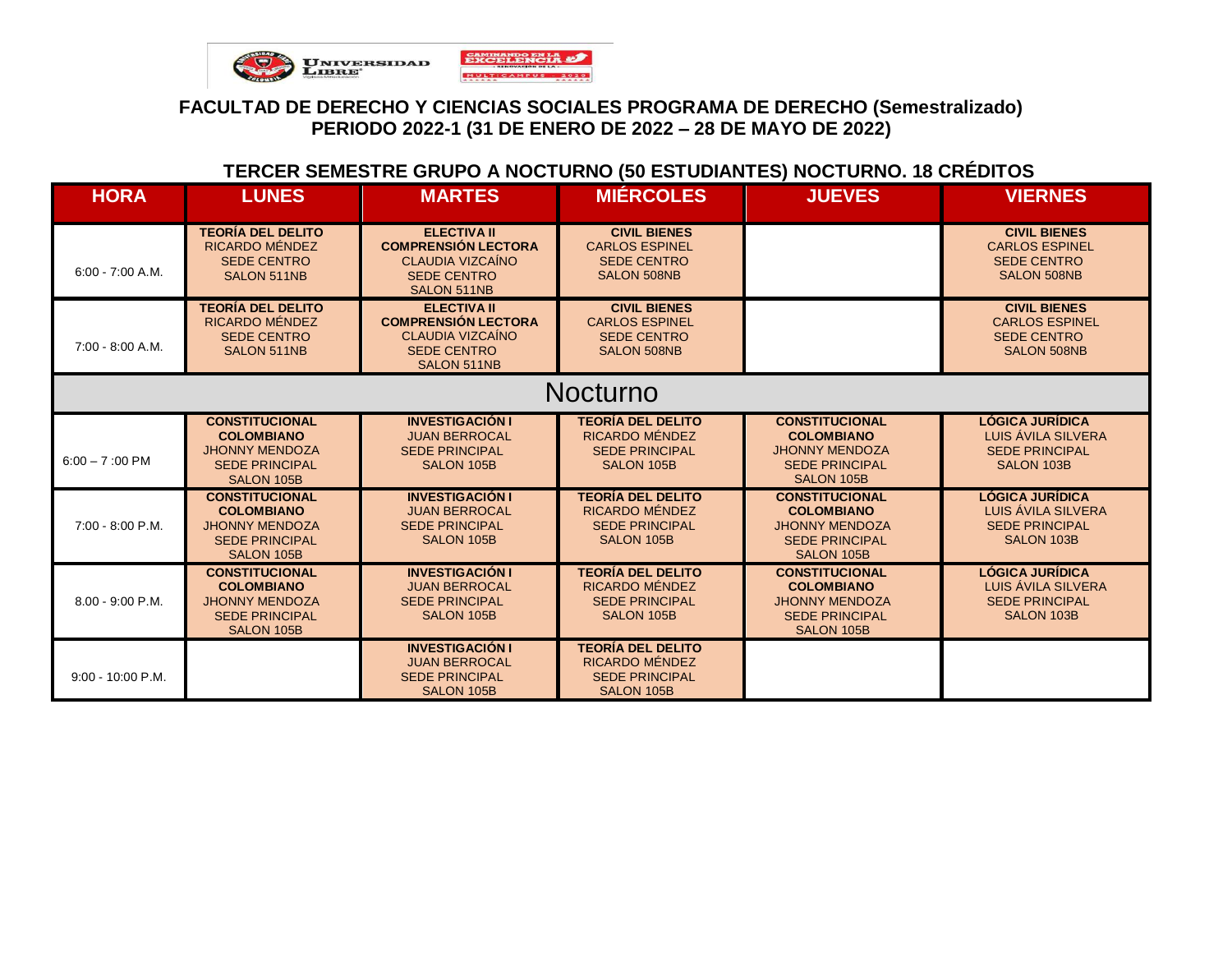**FACULTAD DE DERECHO Y CIENCIAS SOCIALES PROGRAMA DE DERECHO (Semestralizado)**
**PERIODO 2022-1 (31 DE ENERO DE 2022 – 28 DE MAYO DE 2022)**

## TERCER SEMESTRE GRUPO A NOCTURNO (50 ESTUDIANTES) NOCTURNO. 18 CRÉDITOS

| HORA | LUNES | MARTES | MIÉRCOLES | JUEVES | VIERNES |
|---|---|---|---|---|---|
| 6:00 - 7:00 A.M. | **TEORÍA DEL DELITO** RICARDO MÉNDEZ SEDE CENTRO SALON 511NB | **ELECTIVA II COMPRENSIÓN LECTORA** CLAUDIA VIZCAÍNO SEDE CENTRO SALON 511NB | **CIVIL BIENES** CARLOS ESPINEL SEDE CENTRO SALON 508NB | | **CIVIL BIENES** CARLOS ESPINEL SEDE CENTRO SALON 508NB |
| 7:00 - 8:00 A.M. | **TEORÍA DEL DELITO** RICARDO MÉNDEZ SEDE CENTRO SALON 511NB | **ELECTIVA II COMPRENSIÓN LECTORA** CLAUDIA VIZCAÍNO SEDE CENTRO SALON 511NB | **CIVIL BIENES** CARLOS ESPINEL SEDE CENTRO SALON 508NB | | **CIVIL BIENES** CARLOS ESPINEL SEDE CENTRO SALON 508NB |
| Nocturno | | | | | |
| 6:00 – 7 :00 PM | **CONSTITUCIONAL COLOMBIANO** JHONNY MENDOZA SEDE PRINCIPAL SALON 105B | **INVESTIGACIÓN I** JUAN BERROCAL SEDE PRINCIPAL SALON 105B | **TEORÍA DEL DELITO** RICARDO MÉNDEZ SEDE PRINCIPAL SALON 105B | **CONSTITUCIONAL COLOMBIANO** JHONNY MENDOZA SEDE PRINCIPAL SALON 105B | **LÓGICA JURÍDICA** LUIS ÁVILA SILVERA SEDE PRINCIPAL SALON 103B |
| 7:00 - 8:00 P.M. | **CONSTITUCIONAL COLOMBIANO** JHONNY MENDOZA SEDE PRINCIPAL SALON 105B | **INVESTIGACIÓN I** JUAN BERROCAL SEDE PRINCIPAL SALON 105B | **TEORÍA DEL DELITO** RICARDO MÉNDEZ SEDE PRINCIPAL SALON 105B | **CONSTITUCIONAL COLOMBIANO** JHONNY MENDOZA SEDE PRINCIPAL SALON 105B | **LÓGICA JURÍDICA** LUIS ÁVILA SILVERA SEDE PRINCIPAL SALON 103B |
| 8.00 - 9:00 P.M. | **CONSTITUCIONAL COLOMBIANO** JHONNY MENDOZA SEDE PRINCIPAL SALON 105B | **INVESTIGACIÓN I** JUAN BERROCAL SEDE PRINCIPAL SALON 105B | **TEORÍA DEL DELITO** RICARDO MÉNDEZ SEDE PRINCIPAL SALON 105B | **CONSTITUCIONAL COLOMBIANO** JHONNY MENDOZA SEDE PRINCIPAL SALON 105B | **LÓGICA JURÍDICA** LUIS ÁVILA SILVERA SEDE PRINCIPAL SALON 103B |
| 9:00 - 10:00 P.M. | | **INVESTIGACIÓN I** JUAN BERROCAL SEDE PRINCIPAL SALON 105B | **TEORÍA DEL DELITO** RICARDO MÉNDEZ SEDE PRINCIPAL SALON 105B | | |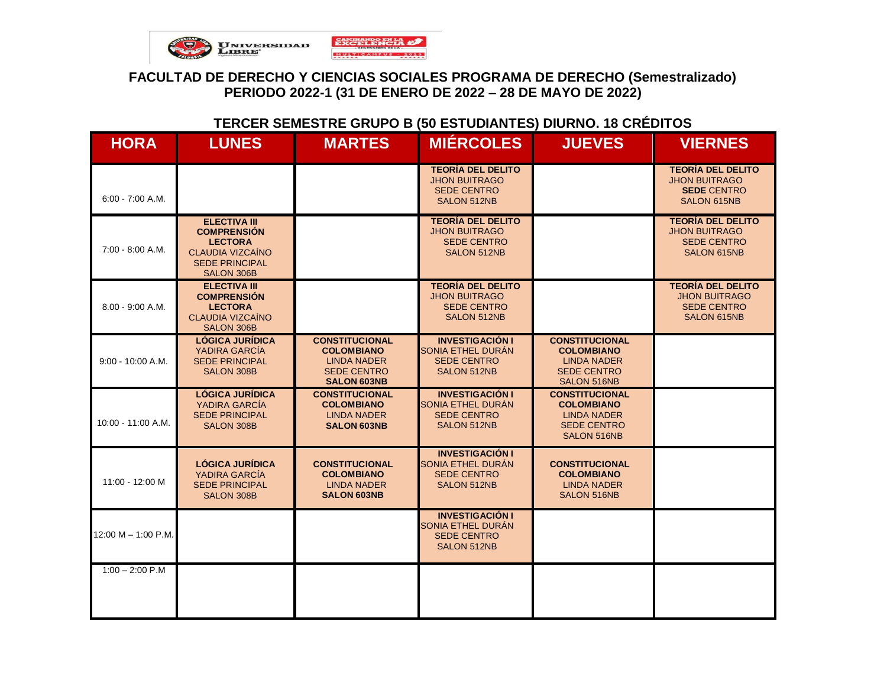## FACULTAD DE DERECHO Y CIENCIAS SOCIALES PROGRAMA DE DERECHO (Semestralizado)
## PERIODO 2022-1 (31 DE ENERO DE 2022 – 28 DE MAYO DE 2022)

### TERCER SEMESTRE GRUPO B (50 ESTUDIANTES) DIURNO. 18 CRÉDITOS

| HORA | LUNES | MARTES | MIÉRCOLES | JUEVES | VIERNES |
|---|---|---|---|---|---|
| 6:00 - 7:00 A.M. | | | **TEORÍA DEL DELITO** JHON BUITRAGO SEDE CENTRO SALON 512NB | | **TEORÍA DEL DELITO** JHON BUITRAGO **SEDE** CENTRO SALON 615NB |
| 7:00 - 8:00 A.M. | **ELECTIVA III COMPRENSIÓN LECTORA** CLAUDIA VIZCAÍNO SEDE PRINCIPAL SALON 306B | | **TEORÍA DEL DELITO** JHON BUITRAGO SEDE CENTRO SALON 512NB | | **TEORÍA DEL DELITO** JHON BUITRAGO SEDE CENTRO SALON 615NB |
| 8.00 - 9:00 A.M. | **ELECTIVA III COMPRENSIÓN LECTORA** CLAUDIA VIZCAÍNO SALON 306B | | **TEORÍA DEL DELITO** JHON BUITRAGO SEDE CENTRO SALON 512NB | | **TEORÍA DEL DELITO** JHON BUITRAGO SEDE CENTRO SALON 615NB |
| 9:00 - 10:00 A.M. | **LÓGICA JURÍDICA** YADIRA GARCÍA SEDE PRINCIPAL SALON 308B | **CONSTITUCIONAL COLOMBIANO** LINDA NADER SEDE CENTRO **SALON 603NB** | **INVESTIGACIÓN I** SONIA ETHEL DURÁN SEDE CENTRO SALON 512NB | **CONSTITUCIONAL COLOMBIANO** LINDA NADER SEDE CENTRO SALON 516NB | |
| 10:00 - 11:00 A.M. | **LÓGICA JURÍDICA** YADIRA GARCÍA SEDE PRINCIPAL SALON 308B | **CONSTITUCIONAL COLOMBIANO** LINDA NADER **SALON 603NB** | **INVESTIGACIÓN I** SONIA ETHEL DURÁN SEDE CENTRO SALON 512NB | **CONSTITUCIONAL COLOMBIANO** LINDA NADER SEDE CENTRO SALON 516NB | |
| 11:00 - 12:00 M | **LÓGICA JURÍDICA** YADIRA GARCÍA SEDE PRINCIPAL SALON 308B | **CONSTITUCIONAL COLOMBIANO** LINDA NADER **SALON 603NB** | **INVESTIGACIÓN I** SONIA ETHEL DURÁN SEDE CENTRO SALON 512NB | **CONSTITUCIONAL COLOMBIANO** LINDA NADER SALON 516NB | |
| 12:00 M – 1:00 P.M. | | | **INVESTIGACIÓN I** SONIA ETHEL DURÁN SEDE CENTRO SALON 512NB | | |
| 1:00 – 2:00 P.M | | | | | |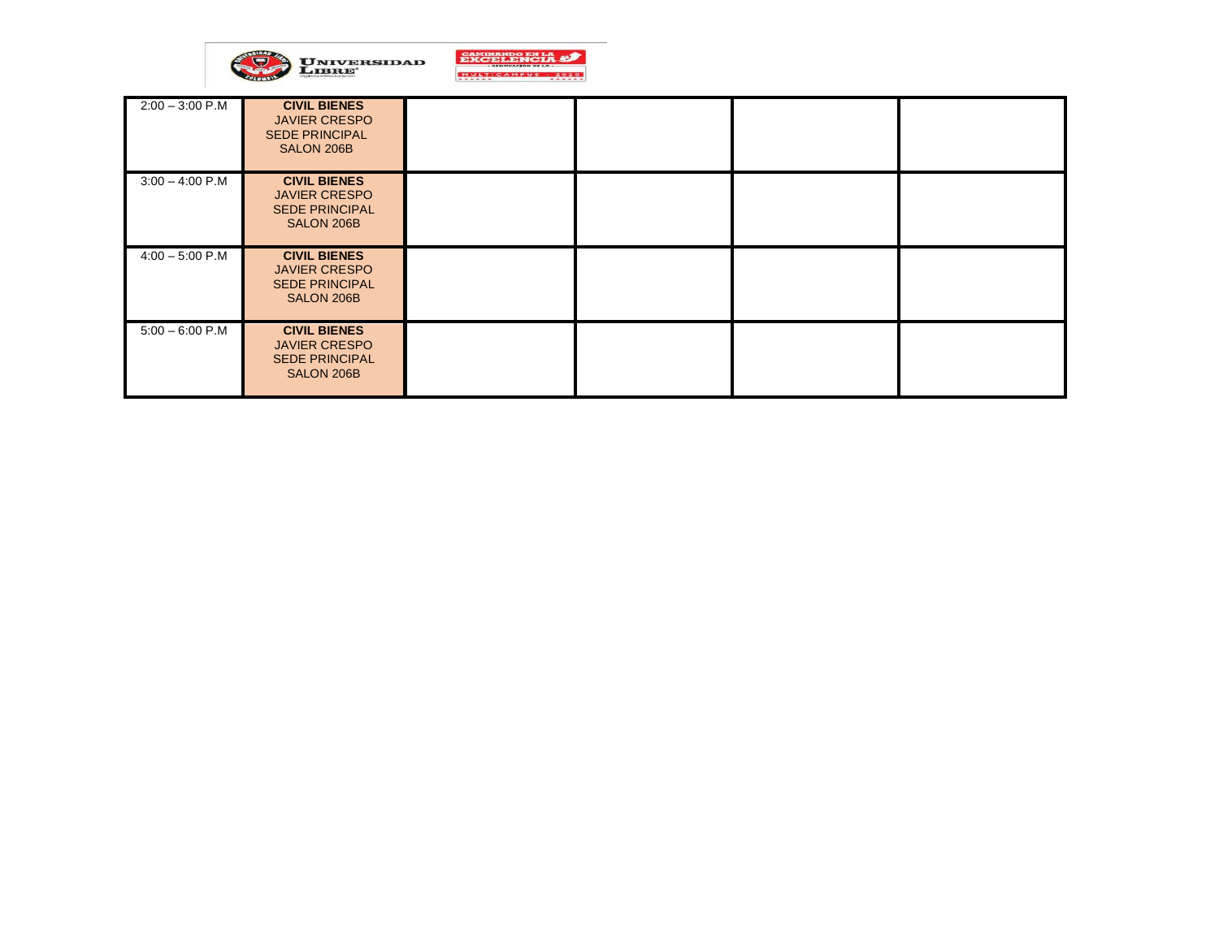| | | | | | |
|---|---|---|---|---|---|
| 2:00 – 3:00 P.M | **CIVIL BIENES** JAVIER CRESPO SEDE PRINCIPAL SALON 206B | | | | |
| 3:00 – 4:00 P.M | **CIVIL BIENES** JAVIER CRESPO SEDE PRINCIPAL SALON 206B | | | | |
| 4:00 – 5:00 P.M | **CIVIL BIENES** JAVIER CRESPO SEDE PRINCIPAL SALON 206B | | | | |
| 5:00 – 6:00 P.M | **CIVIL BIENES** JAVIER CRESPO SEDE PRINCIPAL SALON 206B | | | | |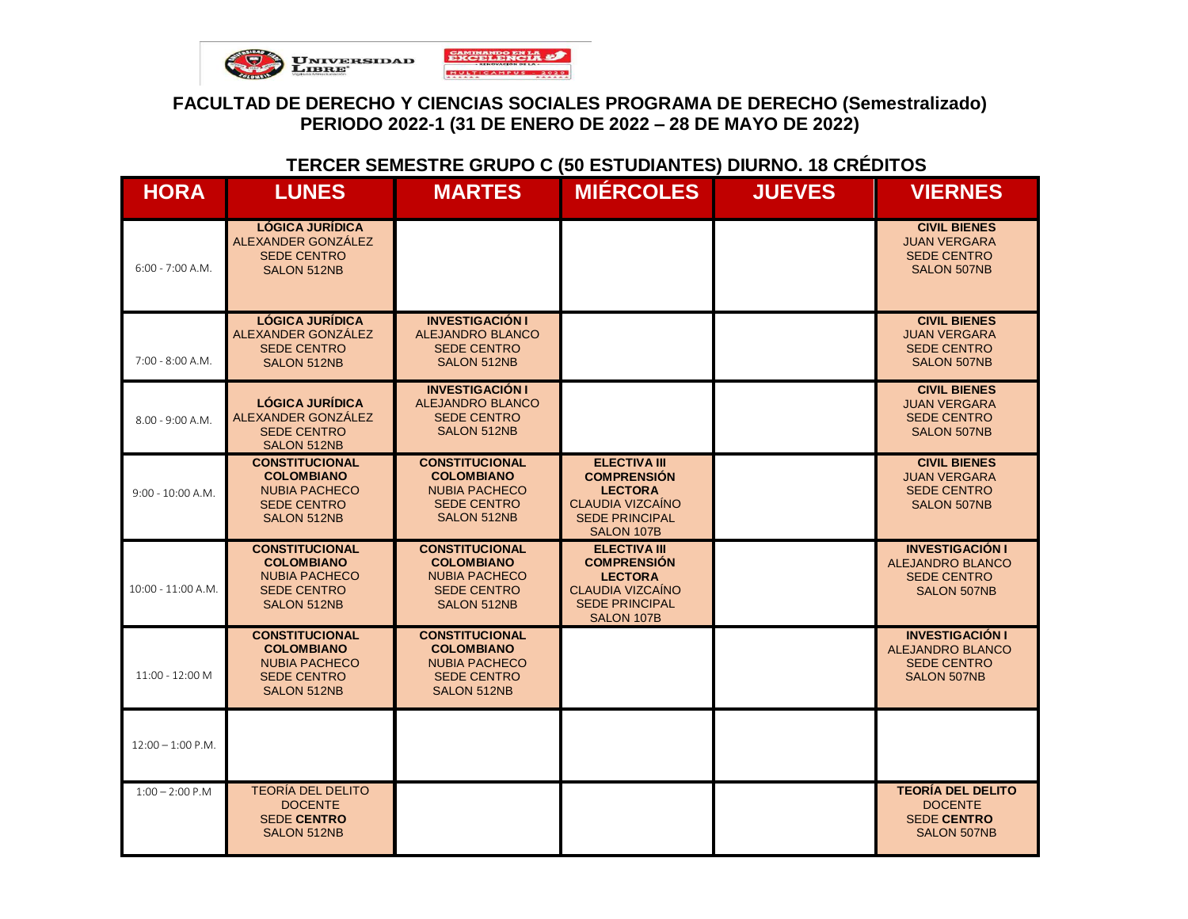## FACULTAD DE DERECHO Y CIENCIAS SOCIALES PROGRAMA DE DERECHO (Semestralizado)
## PERIODO 2022-1 (31 DE ENERO DE 2022 – 28 DE MAYO DE 2022)

### TERCER SEMESTRE GRUPO C (50 ESTUDIANTES) DIURNO. 18 CRÉDITOS

| HORA | LUNES | MARTES | MIÉRCOLES | JUEVES | VIERNES |
|---|---|---|---|---|---|
| 6:00 - 7:00 A.M. | **LÓGICA JURÍDICA** ALEXANDER GONZÁLEZ SEDE CENTRO SALON 512NB | | | | **CIVIL BIENES** JUAN VERGARA SEDE CENTRO SALON 507NB |
| 7:00 - 8:00 A.M. | **LÓGICA JURÍDICA** ALEXANDER GONZÁLEZ SEDE CENTRO SALON 512NB | **INVESTIGACIÓN I** ALEJANDRO BLANCO SEDE CENTRO SALON 512NB | | | **CIVIL BIENES** JUAN VERGARA SEDE CENTRO SALON 507NB |
| 8.00 - 9:00 A.M. | **LÓGICA JURÍDICA** ALEXANDER GONZÁLEZ SEDE CENTRO SALON 512NB | **INVESTIGACIÓN I** ALEJANDRO BLANCO SEDE CENTRO SALON 512NB | | | **CIVIL BIENES** JUAN VERGARA SEDE CENTRO SALON 507NB |
| 9:00 - 10:00 A.M. | **CONSTITUCIONAL COLOMBIANO** NUBIA PACHECO SEDE CENTRO SALON 512NB | **CONSTITUCIONAL COLOMBIANO** NUBIA PACHECO SEDE CENTRO SALON 512NB | **ELECTIVA III COMPRENSIÓN LECTORA** CLAUDIA VIZCAÍNO SEDE PRINCIPAL SALON 107B | | **CIVIL BIENES** JUAN VERGARA SEDE CENTRO SALON 507NB |
| 10:00 - 11:00 A.M. | **CONSTITUCIONAL COLOMBIANO** NUBIA PACHECO SEDE CENTRO SALON 512NB | **CONSTITUCIONAL COLOMBIANO** NUBIA PACHECO SEDE CENTRO SALON 512NB | **ELECTIVA III COMPRENSIÓN LECTORA** CLAUDIA VIZCAÍNO SEDE PRINCIPAL SALON 107B | | **INVESTIGACIÓN I** ALEJANDRO BLANCO SEDE CENTRO SALON 507NB |
| 11:00 - 12:00 M | **CONSTITUCIONAL COLOMBIANO** NUBIA PACHECO SEDE CENTRO SALON 512NB | **CONSTITUCIONAL COLOMBIANO** NUBIA PACHECO SEDE CENTRO SALON 512NB | | | **INVESTIGACIÓN I** ALEJANDRO BLANCO SEDE CENTRO SALON 507NB |
| 12:00 – 1:00 P.M. | | | | | |
| 1:00 – 2:00 P.M | TEORÍA DEL DELITO DOCENTE SEDE **CENTRO** SALON 512NB | | | | **TEORÍA DEL DELITO** DOCENTE SEDE **CENTRO** SALON 507NB |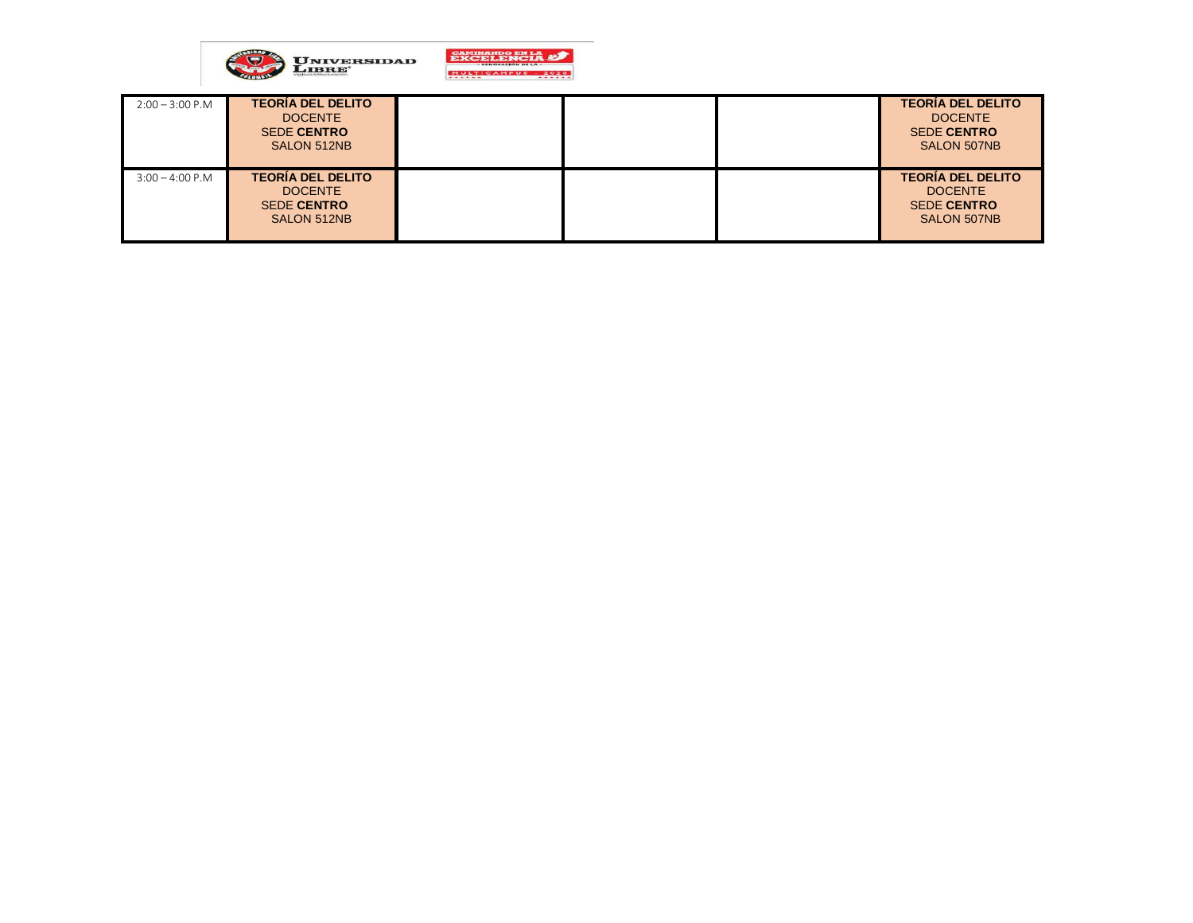| 2:00 – 3:00 P.M | **TEORÍA DEL DELITO** DOCENTE SEDE **CENTRO** SALON 512NB | | | | **TEORÍA DEL DELITO** DOCENTE SEDE **CENTRO** SALON 507NB |
|---|---|---|---|---|---|
| 3:00 – 4:00 P.M | **TEORÍA DEL DELITO** DOCENTE SEDE **CENTRO** SALON 512NB | | | | **TEORÍA DEL DELITO** DOCENTE SEDE **CENTRO** SALON 507NB |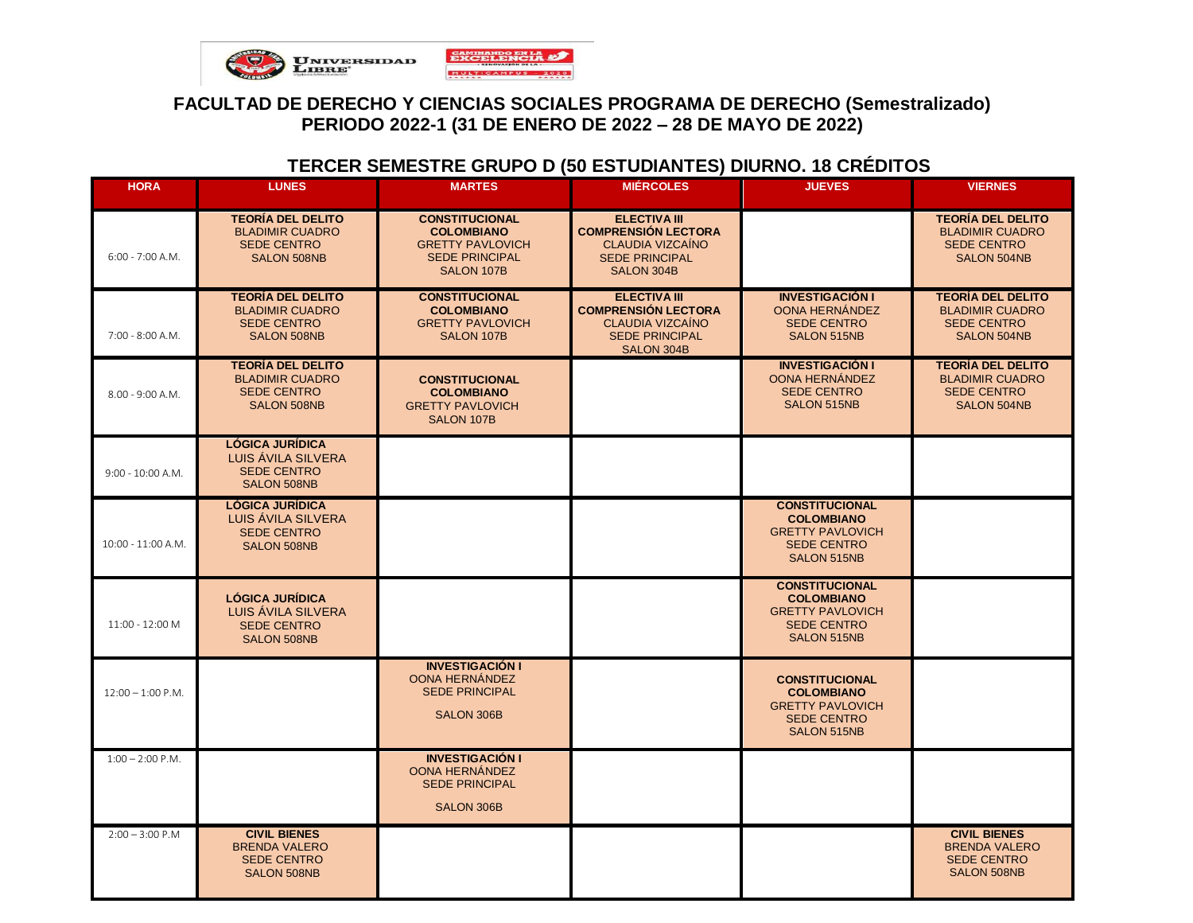## FACULTAD DE DERECHO Y CIENCIAS SOCIALES PROGRAMA DE DERECHO (Semestralizado)
## PERIODO 2022-1 (31 DE ENERO DE 2022 – 28 DE MAYO DE 2022)

### TERCER SEMESTRE GRUPO D (50 ESTUDIANTES) DIURNO. 18 CRÉDITOS

| HORA | LUNES | MARTES | MIÉRCOLES | JUEVES | VIERNES |
|---|---|---|---|---|---|
| 6:00 - 7:00 A.M. | **TEORÍA DEL DELITO** BLADIMIR CUADRO SEDE CENTRO SALON 508NB | **CONSTITUCIONAL COLOMBIANO** GRETTY PAVLOVICH SEDE PRINCIPAL SALON 107B | **ELECTIVA III COMPRENSIÓN LECTORA** CLAUDIA VIZCAÍNO SEDE PRINCIPAL SALON 304B | | **TEORÍA DEL DELITO** BLADIMIR CUADRO SEDE CENTRO SALON 504NB |
| 7:00 - 8:00 A.M. | **TEORÍA DEL DELITO** BLADIMIR CUADRO SEDE CENTRO SALON 508NB | **CONSTITUCIONAL COLOMBIANO** GRETTY PAVLOVICH SALON 107B | **ELECTIVA III COMPRENSIÓN LECTORA** CLAUDIA VIZCAÍNO SEDE PRINCIPAL SALON 304B | **INVESTIGACIÓN I** OONA HERNÁNDEZ SEDE CENTRO SALON 515NB | **TEORÍA DEL DELITO** BLADIMIR CUADRO SEDE CENTRO SALON 504NB |
| 8.00 - 9:00 A.M. | **TEORÍA DEL DELITO** BLADIMIR CUADRO SEDE CENTRO SALON 508NB | **CONSTITUCIONAL COLOMBIANO** GRETTY PAVLOVICH SALON 107B | | **INVESTIGACIÓN I** OONA HERNÁNDEZ SEDE CENTRO SALON 515NB | **TEORÍA DEL DELITO** BLADIMIR CUADRO SEDE CENTRO SALON 504NB |
| 9:00 - 10:00 A.M. | **LÓGICA JURÍDICA** LUIS ÁVILA SILVERA SEDE CENTRO SALON 508NB | | | | |
| 10:00 - 11:00 A.M. | **LÓGICA JURÍDICA** LUIS ÁVILA SILVERA SEDE CENTRO SALON 508NB | | | **CONSTITUCIONAL COLOMBIANO** GRETTY PAVLOVICH SEDE CENTRO SALON 515NB | |
| 11:00 - 12:00 M | **LÓGICA JURÍDICA** LUIS ÁVILA SILVERA SEDE CENTRO SALON 508NB | | | **CONSTITUCIONAL COLOMBIANO** GRETTY PAVLOVICH SEDE CENTRO SALON 515NB | |
| 12:00 – 1:00 P.M. | | **INVESTIGACIÓN I** OONA HERNÁNDEZ SEDE PRINCIPAL SALON 306B | | **CONSTITUCIONAL COLOMBIANO** GRETTY PAVLOVICH SEDE CENTRO SALON 515NB | |
| 1:00 – 2:00 P.M. | | **INVESTIGACIÓN I** OONA HERNÁNDEZ SEDE PRINCIPAL SALON 306B | | | |
| 2:00 – 3:00 P.M | **CIVIL BIENES** BRENDA VALERO SEDE CENTRO SALON 508NB | | | | **CIVIL BIENES** BRENDA VALERO SEDE CENTRO SALON 508NB |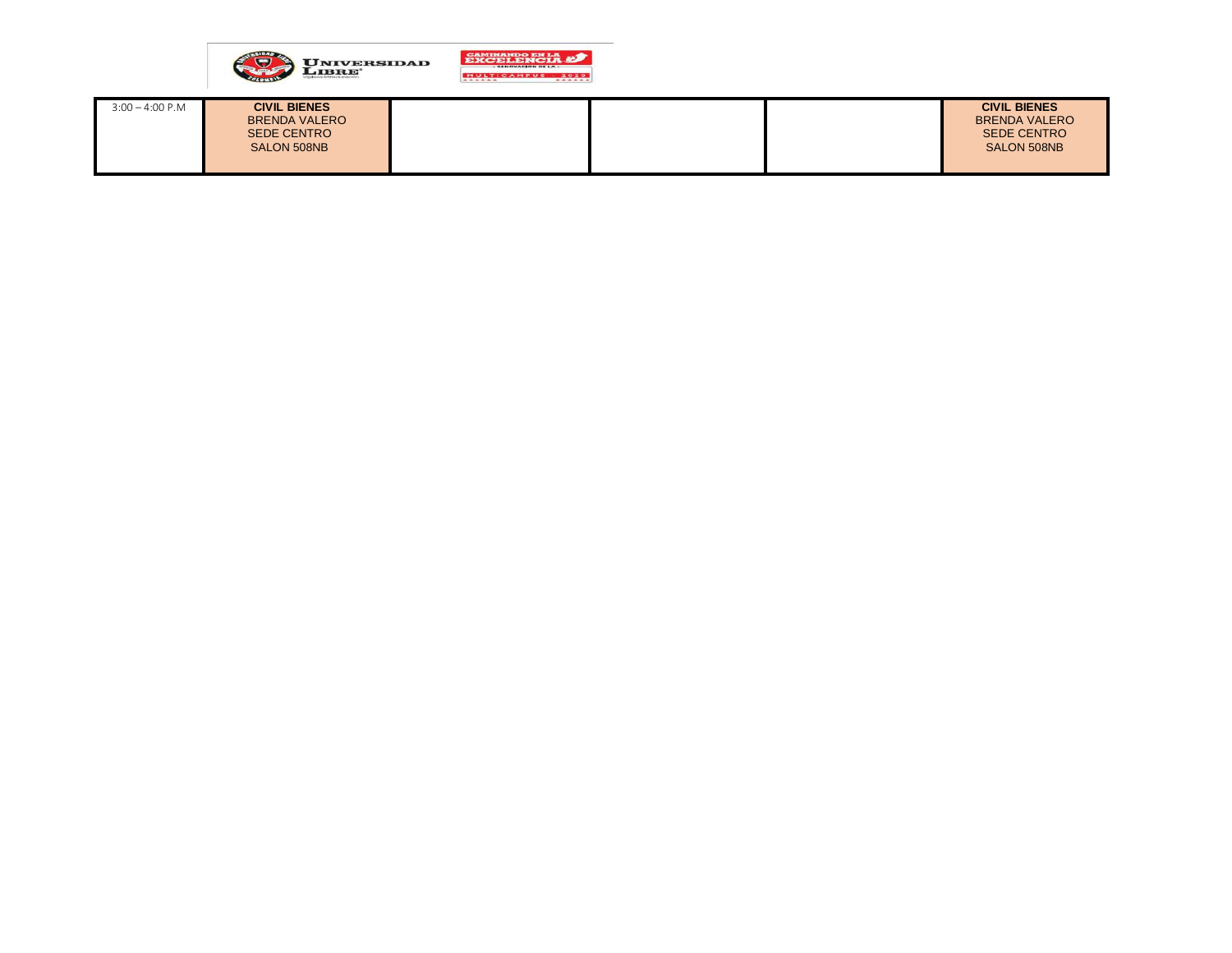| 3:00 – 4:00 P.M | **CIVIL BIENES**<br>BRENDA VALERO<br>SEDE CENTRO<br>SALON 508NB | | | | **CIVIL BIENES**<br>BRENDA VALERO<br>SEDE CENTRO<br>SALON 508NB |
|---|---|---|---|---|---|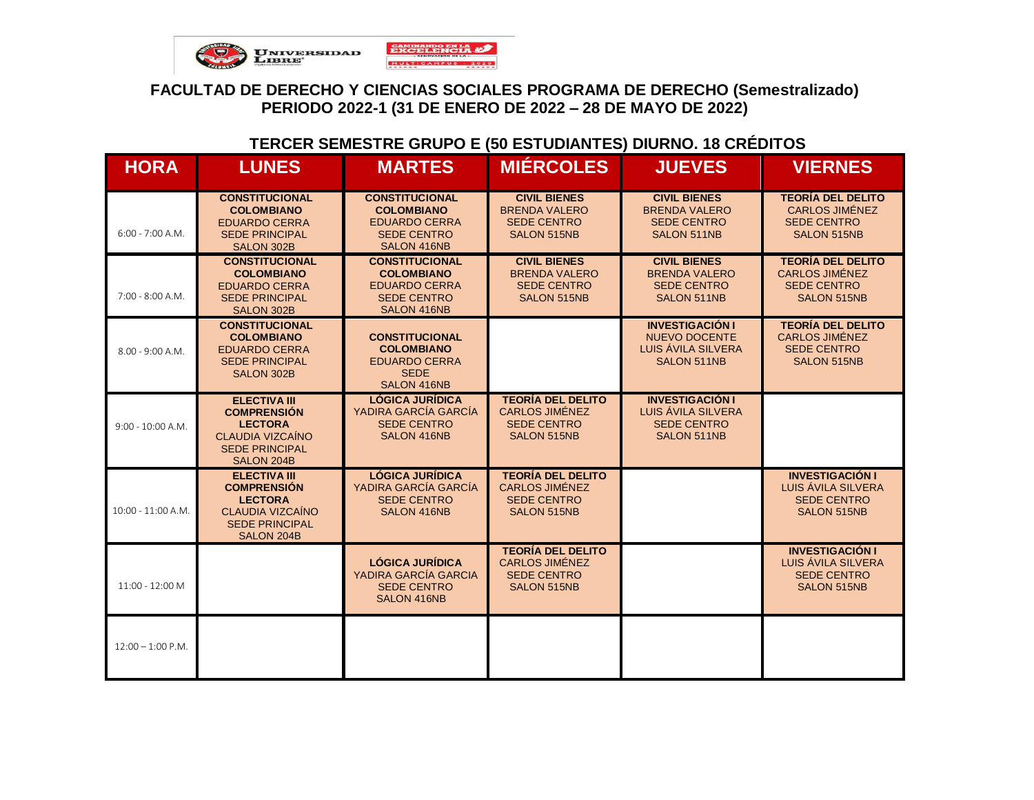## FACULTAD DE DERECHO Y CIENCIAS SOCIALES PROGRAMA DE DERECHO (Semestralizado)
## PERIODO 2022-1 (31 DE ENERO DE 2022 – 28 DE MAYO DE 2022)

### TERCER SEMESTRE GRUPO E (50 ESTUDIANTES) DIURNO. 18 CRÉDITOS

| HORA | LUNES | MARTES | MIÉRCOLES | JUEVES | VIERNES |
|---|---|---|---|---|---|
| 6:00 - 7:00 A.M. | **CONSTITUCIONAL COLOMBIANO** EDUARDO CERRA SEDE PRINCIPAL SALON 302B | **CONSTITUCIONAL COLOMBIANO** EDUARDO CERRA SEDE CENTRO SALON 416NB | **CIVIL BIENES** BRENDA VALERO SEDE CENTRO SALON 515NB | **CIVIL BIENES** BRENDA VALERO SEDE CENTRO SALON 511NB | **TEORÍA DEL DELITO** CARLOS JIMÉNEZ SEDE CENTRO SALON 515NB |
| 7:00 - 8:00 A.M. | **CONSTITUCIONAL COLOMBIANO** EDUARDO CERRA SEDE PRINCIPAL SALON 302B | **CONSTITUCIONAL COLOMBIANO** EDUARDO CERRA SEDE CENTRO SALON 416NB | **CIVIL BIENES** BRENDA VALERO SEDE CENTRO SALON 515NB | **CIVIL BIENES** BRENDA VALERO SEDE CENTRO SALON 511NB | **TEORÍA DEL DELITO** CARLOS JIMÉNEZ SEDE CENTRO SALON 515NB |
| 8.00 - 9:00 A.M. | **CONSTITUCIONAL COLOMBIANO** EDUARDO CERRA SEDE PRINCIPAL SALON 302B | **CONSTITUCIONAL COLOMBIANO** EDUARDO CERRA SEDE SALON 416NB | | **INVESTIGACIÓN I** NUEVO DOCENTE LUIS ÁVILA SILVERA SALON 511NB | **TEORÍA DEL DELITO** CARLOS JIMÉNEZ SEDE CENTRO SALON 515NB |
| 9:00 - 10:00 A.M. | **ELECTIVA III COMPRENSIÓN LECTORA** CLAUDIA VIZCAÍNO SEDE PRINCIPAL SALON 204B | **LÓGICA JURÍDICA** YADIRA GARCÍA GARCÍA SEDE CENTRO SALON 416NB | **TEORÍA DEL DELITO** CARLOS JIMÉNEZ SEDE CENTRO SALON 515NB | **INVESTIGACIÓN I** LUIS ÁVILA SILVERA SEDE CENTRO SALON 511NB | |
| 10:00 - 11:00 A.M. | **ELECTIVA III COMPRENSIÓN LECTORA** CLAUDIA VIZCAÍNO SEDE PRINCIPAL SALON 204B | **LÓGICA JURÍDICA** YADIRA GARCÍA GARCÍA SEDE CENTRO SALON 416NB | **TEORÍA DEL DELITO** CARLOS JIMÉNEZ SEDE CENTRO SALON 515NB | | **INVESTIGACIÓN I** LUIS ÁVILA SILVERA SEDE CENTRO SALON 515NB |
| 11:00 - 12:00 M | | **LÓGICA JURÍDICA** YADIRA GARCÍA GARCIA SEDE CENTRO SALON 416NB | **TEORÍA DEL DELITO** CARLOS JIMÉNEZ SEDE CENTRO SALON 515NB | | **INVESTIGACIÓN I** LUIS ÁVILA SILVERA SEDE CENTRO SALON 515NB |
| 12:00 – 1:00 P.M. | | | | | |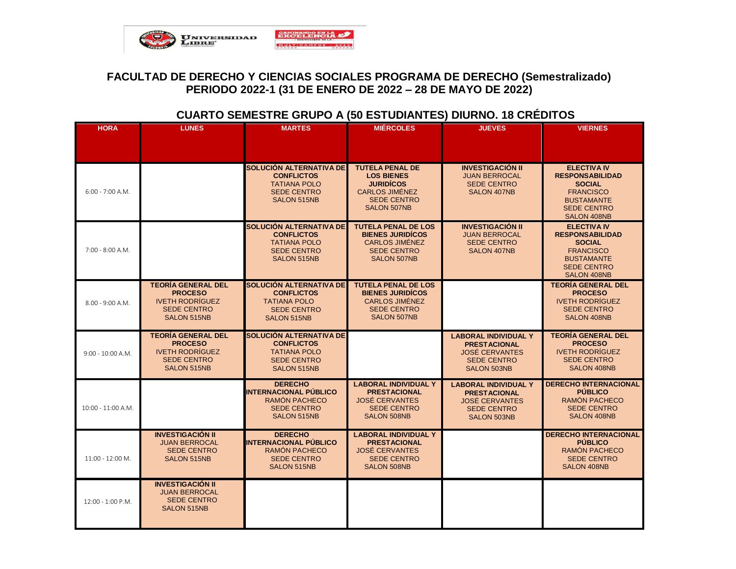## FACULTAD DE DERECHO Y CIENCIAS SOCIALES PROGRAMA DE DERECHO (Semestralizado)
## PERIODO 2022-1 (31 DE ENERO DE 2022 – 28 DE MAYO DE 2022)

### CUARTO SEMESTRE GRUPO A (50 ESTUDIANTES) DIURNO. 18 CRÉDITOS

| HORA | LUNES | MARTES | MIÉRCOLES | JUEVES | VIERNES |
|---|---|---|---|---|---|
| 6:00 - 7:00 A.M. | | **SOLUCIÓN ALTERNATIVA DE CONFLICTOS** TATIANA POLO SEDE CENTRO SALON 515NB | **TUTELA PENAL DE LOS BIENES JURIDÍCOS** CARLOS JIMÉNEZ SEDE CENTRO SALON 507NB | **INVESTIGACIÓN II** JUAN BERROCAL SEDE CENTRO SALON 407NB | **ELECTIVA IV RESPONSABILIDAD SOCIAL** FRANCISCO BUSTAMANTE SEDE CENTRO SALON 408NB |
| 7:00 - 8:00 A.M. | | **SOLUCIÓN ALTERNATIVA DE CONFLICTOS** TATIANA POLO SEDE CENTRO SALON 515NB | **TUTELA PENAL DE LOS BIENES JURIDÍCOS** CARLOS JIMÉNEZ SEDE CENTRO SALON 507NB | **INVESTIGACIÓN II** JUAN BERROCAL SEDE CENTRO SALON 407NB | **ELECTIVA IV RESPONSABILIDAD SOCIAL** FRANCISCO BUSTAMANTE SEDE CENTRO SALON 408NB |
| 8.00 - 9:00 A.M. | **TEORÍA GENERAL DEL PROCESO** IVETH RODRÍGUEZ SEDE CENTRO SALON 515NB | **SOLUCIÓN ALTERNATIVA DE CONFLICTOS** TATIANA POLO SEDE CENTRO SALON 515NB | **TUTELA PENAL DE LOS BIENES JURIDÍCOS** CARLOS JIMÉNEZ SEDE CENTRO SALON 507NB | | **TEORÍA GENERAL DEL PROCESO** IVETH RODRÍGUEZ SEDE CENTRO SALON 408NB |
| 9:00 - 10:00 A.M. | **TEORÍA GENERAL DEL PROCESO** IVETH RODRÍGUEZ SEDE CENTRO SALON 515NB | **SOLUCIÓN ALTERNATIVA DE CONFLICTOS** TATIANA POLO SEDE CENTRO SALON 515NB | | **LABORAL INDIVIDUAL Y PRESTACIONAL** JOSÉ CERVANTES SEDE CENTRO SALON 503NB | **TEORÍA GENERAL DEL PROCESO** IVETH RODRÍGUEZ SEDE CENTRO SALON 408NB |
| 10:00 - 11:00 A.M. | | **DERECHO INTERNACIONAL PÚBLICO** RAMÓN PACHECO SEDE CENTRO SALON 515NB | **LABORAL INDIVIDUAL Y PRESTACIONAL** JOSÉ CERVANTES SEDE CENTRO SALON 508NB | **LABORAL INDIVIDUAL Y PRESTACIONAL** JOSÉ CERVANTES SEDE CENTRO SALON 503NB | **DERECHO INTERNACIONAL PÚBLICO** RAMÓN PACHECO SEDE CENTRO SALON 408NB |
| 11:00 - 12:00 M. | **INVESTIGACIÓN II** JUAN BERROCAL SEDE CENTRO SALON 515NB | **DERECHO INTERNACIONAL PÚBLICO** RAMÓN PACHECO SEDE CENTRO SALON 515NB | **LABORAL INDIVIDUAL Y PRESTACIONAL** JOSÉ CERVANTES SEDE CENTRO SALON 508NB | | **DERECHO INTERNACIONAL PÚBLICO** RAMÓN PACHECO SEDE CENTRO SALON 408NB |
| 12:00 - 1:00 P.M. | **INVESTIGACIÓN II** JUAN BERROCAL SEDE CENTRO SALON 515NB | | | | |